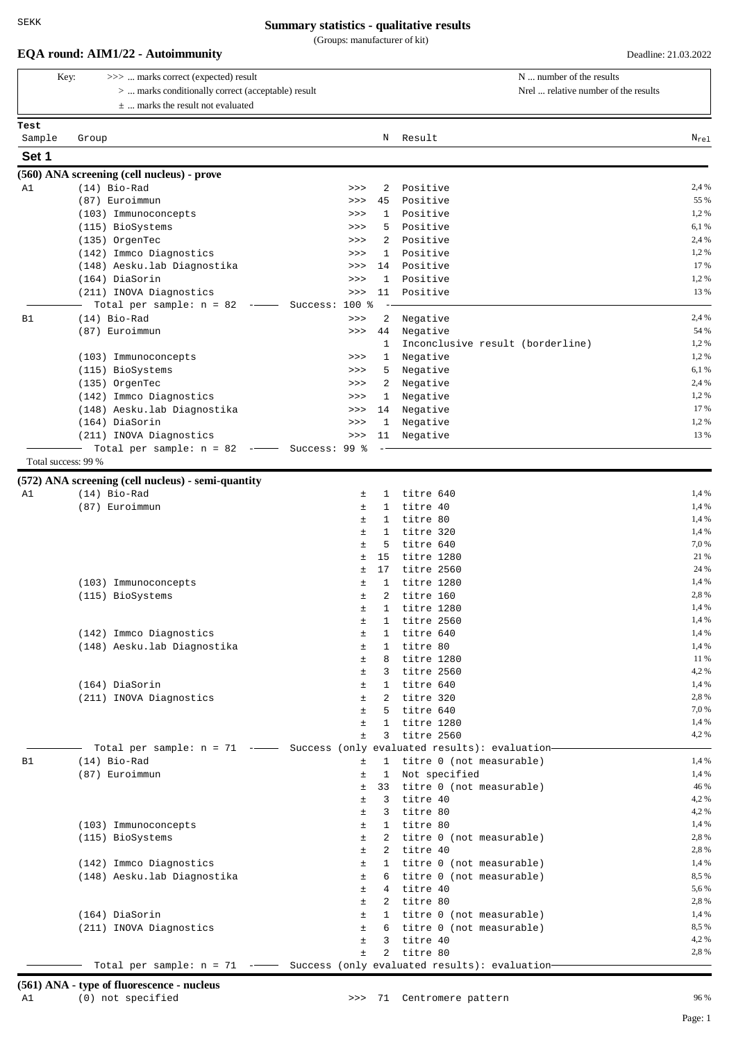SEKK

# Summary statistics - qualitative results

(Groups: manufacturer of kit)

## EQA round: AIM1/22 - Autoimmunity

Deadline: 21.03.2022

Key:
- >>> ... marks correct (expected) result
- \> ... marks conditionally correct (acceptable) result
- ± ... marks the result not evaluated

N ... number of the results
Nrel ... relative number of the results

## Set 1

### (560) ANA screening (cell nucleus) - prove

| Sample | Group | | N | Result | $N_{rel}$ |
|---|---|---|---|---|---|
| A1 | (14) Bio-Rad | >>> | 2 | Positive | 2,4 % |
| | (87) Euroimmun | >>> | 45 | Positive | 55 % |
| | (103) Immunoconcepts | >>> | 1 | Positive | 1,2 % |
| | (115) BioSystems | >>> | 5 | Positive | 6,1 % |
| | (135) OrgenTec | >>> | 2 | Positive | 2,4 % |
| | (142) Immco Diagnostics | >>> | 1 | Positive | 1,2 % |
| | (148) Aesku.lab Diagnostika | >>> | 14 | Positive | 17 % |
| | (164) DiaSorin | >>> | 1 | Positive | 1,2 % |
| | (211) INOVA Diagnostics | >>> | 11 | Positive | 13 % |
| | Total per sample: n = 82 | Success: 100 % | | | |
| B1 | (14) Bio-Rad | >>> | 2 | Negative | 2,4 % |
| | (87) Euroimmun | >>> | 44 | Negative | 54 % |
| | | | 1 | Inconclusive result (borderline) | 1,2 % |
| | (103) Immunoconcepts | >>> | 1 | Negative | 1,2 % |
| | (115) BioSystems | >>> | 5 | Negative | 6,1 % |
| | (135) OrgenTec | >>> | 2 | Negative | 2,4 % |
| | (142) Immco Diagnostics | >>> | 1 | Negative | 1,2 % |
| | (148) Aesku.lab Diagnostika | >>> | 14 | Negative | 17 % |
| | (164) DiaSorin | >>> | 1 | Negative | 1,2 % |
| | (211) INOVA Diagnostics | >>> | 11 | Negative | 13 % |
| | Total per sample: n = 82 | Success: 99 % | | | |

Total success: 99 %

### (572) ANA screening (cell nucleus) - semi-quantity

| Sample | Group | | N | Result | $N_{rel}$ |
|---|---|---|---|---|---|
| A1 | (14) Bio-Rad | ± | 1 | titre 640 | 1,4 % |
| | (87) Euroimmun | ± | 1 | titre 40 | 1,4 % |
| | | ± | 1 | titre 80 | 1,4 % |
| | | ± | 1 | titre 320 | 1,4 % |
| | | ± | 5 | titre 640 | 7,0 % |
| | | ± | 15 | titre 1280 | 21 % |
| | | ± | 17 | titre 2560 | 24 % |
| | (103) Immunoconcepts | ± | 1 | titre 1280 | 1,4 % |
| | (115) BioSystems | ± | 2 | titre 160 | 2,8 % |
| | | ± | 1 | titre 1280 | 1,4 % |
| | | ± | 1 | titre 2560 | 1,4 % |
| | (142) Immco Diagnostics | ± | 1 | titre 640 | 1,4 % |
| | (148) Aesku.lab Diagnostika | ± | 1 | titre 80 | 1,4 % |
| | | ± | 8 | titre 1280 | 11 % |
| | | ± | 3 | titre 2560 | 4,2 % |
| | (164) DiaSorin | ± | 1 | titre 640 | 1,4 % |
| | (211) INOVA Diagnostics | ± | 2 | titre 320 | 2,8 % |
| | | ± | 5 | titre 640 | 7,0 % |
| | | ± | 1 | titre 1280 | 1,4 % |
| | | ± | 3 | titre 2560 | 4,2 % |
| | Total per sample: n = 71 | Success (only evaluated results): evaluation | | | |
| B1 | (14) Bio-Rad | ± | 1 | titre 0 (not measurable) | 1,4 % |
| | (87) Euroimmun | ± | 1 | Not specified | 1,4 % |
| | | ± | 33 | titre 0 (not measurable) | 46 % |
| | | ± | 3 | titre 40 | 4,2 % |
| | | ± | 3 | titre 80 | 4,2 % |
| | (103) Immunoconcepts | ± | 1 | titre 80 | 1,4 % |
| | (115) BioSystems | ± | 2 | titre 0 (not measurable) | 2,8 % |
| | | ± | 2 | titre 40 | 2,8 % |
| | (142) Immco Diagnostics | ± | 1 | titre 0 (not measurable) | 1,4 % |
| | (148) Aesku.lab Diagnostika | ± | 6 | titre 0 (not measurable) | 8,5 % |
| | | ± | 4 | titre 40 | 5,6 % |
| | | ± | 2 | titre 80 | 2,8 % |
| | (164) DiaSorin | ± | 1 | titre 0 (not measurable) | 1,4 % |
| | (211) INOVA Diagnostics | ± | 6 | titre 0 (not measurable) | 8,5 % |
| | | ± | 3 | titre 40 | 4,2 % |
| | | ± | 2 | titre 80 | 2,8 % |
| | Total per sample: n = 71 | Success (only evaluated results): evaluation | | | |

### (561) ANA - type of fluorescence - nucleus

| Sample | Group | | N | Result | $N_{rel}$ |
|---|---|---|---|---|---|
| A1 | (0) not specified | >>> | 71 | Centromere pattern | 96 % |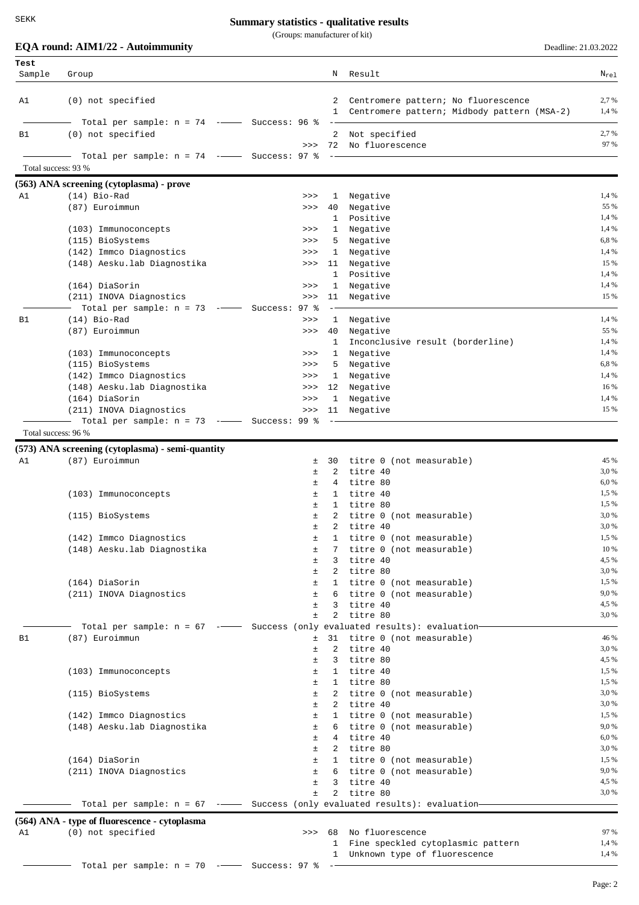**Summary statistics - qualitative results**

(Groups: manufacturer of kit)

**EQA round: AIM1/22 - Autoimmunity**

Deadline: 21.03.2022

| Test Sample | Group | | N | Result | $N_{rel}$ |
|---|---|---|---|---|---|
| A1 | (0) not specified | | 2 | Centromere pattern; No fluorescence | 2,7 % |
| | | | 1 | Centromere pattern; Midbody pattern (MSA-2) | 1,4 % |
| | Total per sample: n = 74 — Success: 96 % | | | | |
| B1 | (0) not specified | | 2 | Not specified | 2,7 % |
| | | >>> | 72 | No fluorescence | 97 % |
| | Total per sample: n = 74 — Success: 97 % | | | | |

Total success: 93 %

**(563) ANA screening (cytoplasma) - prove**

| Sample | Group | | N | Result | $N_{rel}$ |
|---|---|---|---|---|---|
| A1 | (14) Bio-Rad | >>> | 1 | Negative | 1,4 % |
| | (87) Euroimmun | >>> | 40 | Negative | 55 % |
| | | | 1 | Positive | 1,4 % |
| | (103) Immunoconcepts | >>> | 1 | Negative | 1,4 % |
| | (115) BioSystems | >>> | 5 | Negative | 6,8 % |
| | (142) Immco Diagnostics | >>> | 1 | Negative | 1,4 % |
| | (148) Aesku.lab Diagnostika | >>> | 11 | Negative | 15 % |
| | | | 1 | Positive | 1,4 % |
| | (164) DiaSorin | >>> | 1 | Negative | 1,4 % |
| | (211) INOVA Diagnostics | >>> | 11 | Negative | 15 % |
| | Total per sample: n = 73 — Success: 97 % | | | | |
| B1 | (14) Bio-Rad | >>> | 1 | Negative | 1,4 % |
| | (87) Euroimmun | >>> | 40 | Negative | 55 % |
| | | | 1 | Inconclusive result (borderline) | 1,4 % |
| | (103) Immunoconcepts | >>> | 1 | Negative | 1,4 % |
| | (115) BioSystems | >>> | 5 | Negative | 6,8 % |
| | (142) Immco Diagnostics | >>> | 1 | Negative | 1,4 % |
| | (148) Aesku.lab Diagnostika | >>> | 12 | Negative | 16 % |
| | (164) DiaSorin | >>> | 1 | Negative | 1,4 % |
| | (211) INOVA Diagnostics | >>> | 11 | Negative | 15 % |
| | Total per sample: n = 73 — Success: 99 % | | | | |

Total success: 96 %

**(573) ANA screening (cytoplasma) - semi-quantity**

| Sample | Group | | N | Result | $N_{rel}$ |
|---|---|---|---|---|---|
| A1 | (87) Euroimmun | ± | 30 | titre 0 (not measurable) | 45 % |
| | | ± | 2 | titre 40 | 3,0 % |
| | | ± | 4 | titre 80 | 6,0 % |
| | (103) Immunoconcepts | ± | 1 | titre 40 | 1,5 % |
| | | ± | 1 | titre 80 | 1,5 % |
| | (115) BioSystems | ± | 2 | titre 0 (not measurable) | 3,0 % |
| | | ± | 2 | titre 40 | 3,0 % |
| | (142) Immco Diagnostics | ± | 1 | titre 0 (not measurable) | 1,5 % |
| | (148) Aesku.lab Diagnostika | ± | 7 | titre 0 (not measurable) | 10 % |
| | | ± | 3 | titre 40 | 4,5 % |
| | | ± | 2 | titre 80 | 3,0 % |
| | (164) DiaSorin | ± | 1 | titre 0 (not measurable) | 1,5 % |
| | (211) INOVA Diagnostics | ± | 6 | titre 0 (not measurable) | 9,0 % |
| | | ± | 3 | titre 40 | 4,5 % |
| | | ± | 2 | titre 80 | 3,0 % |
| | Total per sample: n = 67 — Success (only evaluated results): evaluation | | | | |
| B1 | (87) Euroimmun | ± | 31 | titre 0 (not measurable) | 46 % |
| | | ± | 2 | titre 40 | 3,0 % |
| | | ± | 3 | titre 80 | 4,5 % |
| | (103) Immunoconcepts | ± | 1 | titre 40 | 1,5 % |
| | | ± | 1 | titre 80 | 1,5 % |
| | (115) BioSystems | ± | 2 | titre 0 (not measurable) | 3,0 % |
| | | ± | 2 | titre 40 | 3,0 % |
| | (142) Immco Diagnostics | ± | 1 | titre 0 (not measurable) | 1,5 % |
| | (148) Aesku.lab Diagnostika | ± | 6 | titre 0 (not measurable) | 9,0 % |
| | | ± | 4 | titre 40 | 6,0 % |
| | | ± | 2 | titre 80 | 3,0 % |
| | (164) DiaSorin | ± | 1 | titre 0 (not measurable) | 1,5 % |
| | (211) INOVA Diagnostics | ± | 6 | titre 0 (not measurable) | 9,0 % |
| | | ± | 3 | titre 40 | 4,5 % |
| | | ± | 2 | titre 80 | 3,0 % |
| | Total per sample: n = 67 — Success (only evaluated results): evaluation | | | | |

**(564) ANA - type of fluorescence - cytoplasma**

| Sample | Group | | N | Result | $N_{rel}$ |
|---|---|---|---|---|---|
| A1 | (0) not specified | >>> | 68 | No fluorescence | 97 % |
| | | | 1 | Fine speckled cytoplasmic pattern | 1,4 % |
| | | | 1 | Unknown type of fluorescence | 1,4 % |
| | Total per sample: n = 70 — Success: 97 % | | | | |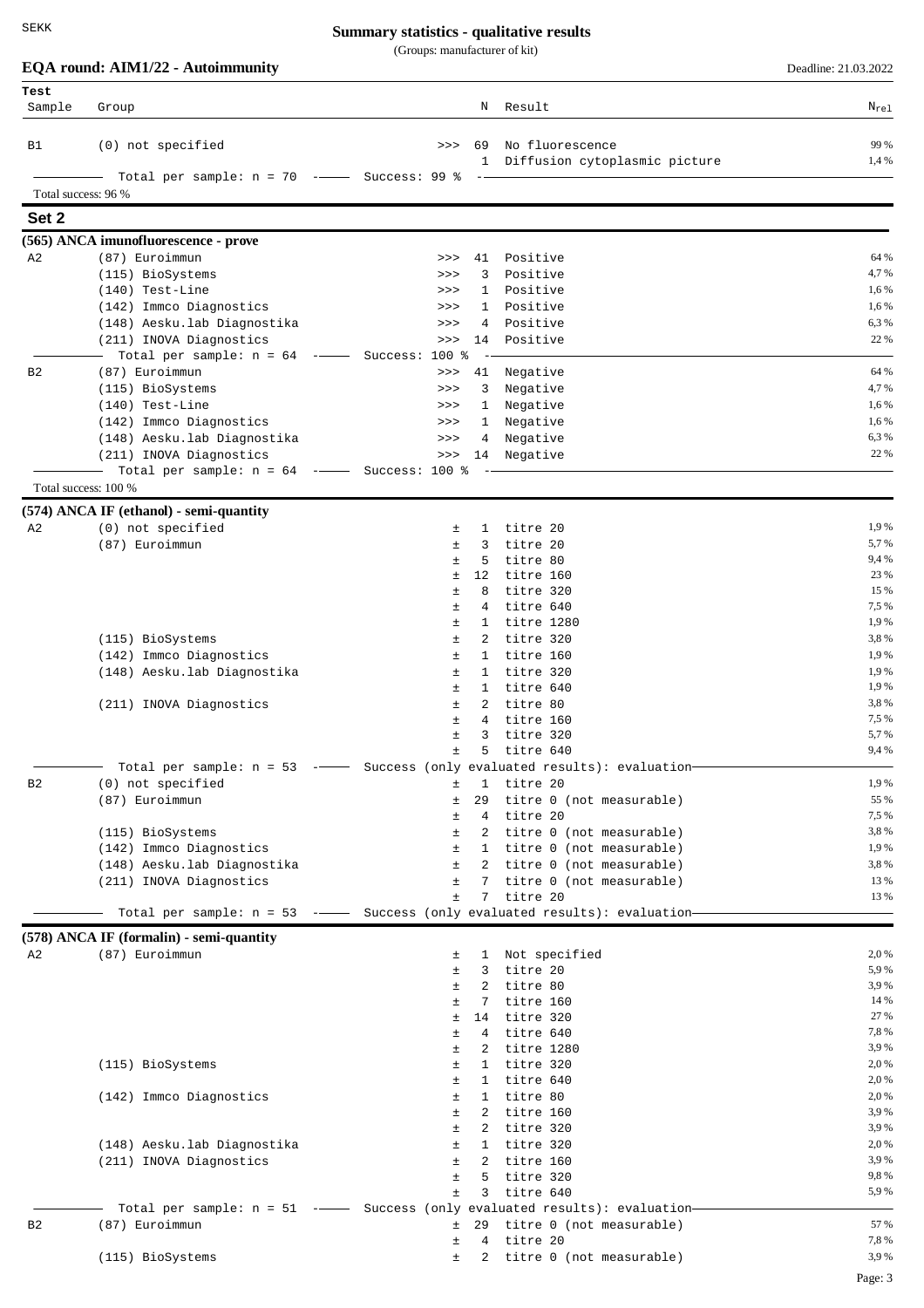# Summary statistics - qualitative results

(Groups: manufacturer of kit)

**EQA round: AIM1/22 - Autoimmunity** — Deadline: 21.03.2022

| Test Sample | Group | | N | Result | $N_{rel}$ |
|---|---|---|---|---|---|
| B1 | (0) not specified | >>> | 69 | No fluorescence | 99 % |
| | | | 1 | Diffusion cytoplasmic picture | 1,4 % |
| | Total per sample: n = 70 — Success: 99 % | | | | |

Total success: 96 %

## Set 2

### (565) ANCA imunofluorescence - prove

| Test Sample | Group | | N | Result | $N_{rel}$ |
|---|---|---|---|---|---|
| A2 | (87) Euroimmun | >>> | 41 | Positive | 64 % |
| | (115) BioSystems | >>> | 3 | Positive | 4,7 % |
| | (140) Test-Line | >>> | 1 | Positive | 1,6 % |
| | (142) Immco Diagnostics | >>> | 1 | Positive | 1,6 % |
| | (148) Aesku.lab Diagnostika | >>> | 4 | Positive | 6,3 % |
| | (211) INOVA Diagnostics | >>> | 14 | Positive | 22 % |
| | Total per sample: n = 64 — Success: 100 % | | | | |
| B2 | (87) Euroimmun | >>> | 41 | Negative | 64 % |
| | (115) BioSystems | >>> | 3 | Negative | 4,7 % |
| | (140) Test-Line | >>> | 1 | Negative | 1,6 % |
| | (142) Immco Diagnostics | >>> | 1 | Negative | 1,6 % |
| | (148) Aesku.lab Diagnostika | >>> | 4 | Negative | 6,3 % |
| | (211) INOVA Diagnostics | >>> | 14 | Negative | 22 % |
| | Total per sample: n = 64 — Success: 100 % | | | | |

Total success: 100 %

### (574) ANCA IF (ethanol) - semi-quantity

| Test Sample | Group | | N | Result | $N_{rel}$ |
|---|---|---|---|---|---|
| A2 | (0) not specified | ± | 1 | titre 20 | 1,9 % |
| | (87) Euroimmun | ± | 3 | titre 20 | 5,7 % |
| | | ± | 5 | titre 80 | 9,4 % |
| | | ± | 12 | titre 160 | 23 % |
| | | ± | 8 | titre 320 | 15 % |
| | | ± | 4 | titre 640 | 7,5 % |
| | | ± | 1 | titre 1280 | 1,9 % |
| | (115) BioSystems | ± | 2 | titre 320 | 3,8 % |
| | (142) Immco Diagnostics | ± | 1 | titre 160 | 1,9 % |
| | (148) Aesku.lab Diagnostika | ± | 1 | titre 320 | 1,9 % |
| | | ± | 1 | titre 640 | 1,9 % |
| | (211) INOVA Diagnostics | ± | 2 | titre 80 | 3,8 % |
| | | ± | 4 | titre 160 | 7,5 % |
| | | ± | 3 | titre 320 | 5,7 % |
| | | ± | 5 | titre 640 | 9,4 % |
| | Total per sample: n = 53 — Success (only evaluated results): evaluation | | | | |
| B2 | (0) not specified | ± | 1 | titre 20 | 1,9 % |
| | (87) Euroimmun | ± | 29 | titre 0 (not measurable) | 55 % |
| | | ± | 4 | titre 20 | 7,5 % |
| | (115) BioSystems | ± | 2 | titre 0 (not measurable) | 3,8 % |
| | (142) Immco Diagnostics | ± | 1 | titre 0 (not measurable) | 1,9 % |
| | (148) Aesku.lab Diagnostika | ± | 2 | titre 0 (not measurable) | 3,8 % |
| | (211) INOVA Diagnostics | ± | 7 | titre 0 (not measurable) | 13 % |
| | | ± | 7 | titre 20 | 13 % |
| | Total per sample: n = 53 — Success (only evaluated results): evaluation | | | | |

### (578) ANCA IF (formalin) - semi-quantity

| Test Sample | Group | | N | Result | $N_{rel}$ |
|---|---|---|---|---|---|
| A2 | (87) Euroimmun | ± | 1 | Not specified | 2,0 % |
| | | ± | 3 | titre 20 | 5,9 % |
| | | ± | 2 | titre 80 | 3,9 % |
| | | ± | 7 | titre 160 | 14 % |
| | | ± | 14 | titre 320 | 27 % |
| | | ± | 4 | titre 640 | 7,8 % |
| | | ± | 2 | titre 1280 | 3,9 % |
| | (115) BioSystems | ± | 1 | titre 320 | 2,0 % |
| | | ± | 1 | titre 640 | 2,0 % |
| | (142) Immco Diagnostics | ± | 1 | titre 80 | 2,0 % |
| | | ± | 2 | titre 160 | 3,9 % |
| | | ± | 2 | titre 320 | 3,9 % |
| | (148) Aesku.lab Diagnostika | ± | 1 | titre 320 | 2,0 % |
| | (211) INOVA Diagnostics | ± | 2 | titre 160 | 3,9 % |
| | | ± | 5 | titre 320 | 9,8 % |
| | | ± | 3 | titre 640 | 5,9 % |
| | Total per sample: n = 51 — Success (only evaluated results): evaluation | | | | |
| B2 | (87) Euroimmun | ± | 29 | titre 0 (not measurable) | 57 % |
| | | ± | 4 | titre 20 | 7,8 % |
| | (115) BioSystems | ± | 2 | titre 0 (not measurable) | 3,9 % |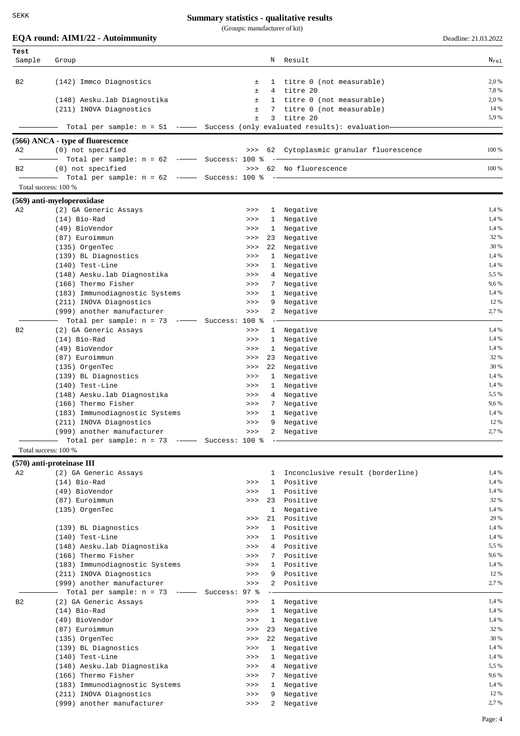## Summary statistics - qualitative results

(Groups: manufacturer of kit)

**EQA round: AIM1/22 - Autoimmunity** — Deadline: 21.03.2022

| Test Sample | Group | | N | Result | N_rel |
|---|---|---|---|---|---|
| B2 | (142) Immco Diagnostics | ± | 1 | titre 0 (not measurable) | 2,0 % |
| | | ± | 4 | titre 20 | 7,8 % |
| | (148) Aesku.lab Diagnostika | ± | 1 | titre 0 (not measurable) | 2,0 % |
| | (211) INOVA Diagnostics | ± | 7 | titre 0 (not measurable) | 14 % |
| | | ± | 3 | titre 20 | 5,9 % |
| | Total per sample: n = 51 — Success (only evaluated results): evaluation | | | | |

### (566) ANCA - type of fluorescence

| Test Sample | Group | | N | Result | N_rel |
|---|---|---|---|---|---|
| A2 | (0) not specified | >>> | 62 | Cytoplasmic granular fluorescence | 100 % |
| | Total per sample: n = 62 — Success: 100 % | | | | |
| B2 | (0) not specified | >>> | 62 | No fluorescence | 100 % |
| | Total per sample: n = 62 — Success: 100 % | | | | |

Total success: 100 %

### (569) anti-myeloperoxidase

| Test Sample | Group | | N | Result | N_rel |
|---|---|---|---|---|---|
| A2 | (2) GA Generic Assays | >>> | 1 | Negative | 1,4 % |
| | (14) Bio-Rad | >>> | 1 | Negative | 1,4 % |
| | (49) BioVendor | >>> | 1 | Negative | 1,4 % |
| | (87) Euroimmun | >>> | 23 | Negative | 32 % |
| | (135) OrgenTec | >>> | 22 | Negative | 30 % |
| | (139) BL Diagnostics | >>> | 1 | Negative | 1,4 % |
| | (140) Test-Line | >>> | 1 | Negative | 1,4 % |
| | (148) Aesku.lab Diagnostika | >>> | 4 | Negative | 5,5 % |
| | (166) Thermo Fisher | >>> | 7 | Negative | 9,6 % |
| | (183) Immunodiagnostic Systems | >>> | 1 | Negative | 1,4 % |
| | (211) INOVA Diagnostics | >>> | 9 | Negative | 12 % |
| | (999) another manufacturer | >>> | 2 | Negative | 2,7 % |
| | Total per sample: n = 73 — Success: 100 % | | | | |
| B2 | (2) GA Generic Assays | >>> | 1 | Negative | 1,4 % |
| | (14) Bio-Rad | >>> | 1 | Negative | 1,4 % |
| | (49) BioVendor | >>> | 1 | Negative | 1,4 % |
| | (87) Euroimmun | >>> | 23 | Negative | 32 % |
| | (135) OrgenTec | >>> | 22 | Negative | 30 % |
| | (139) BL Diagnostics | >>> | 1 | Negative | 1,4 % |
| | (140) Test-Line | >>> | 1 | Negative | 1,4 % |
| | (148) Aesku.lab Diagnostika | >>> | 4 | Negative | 5,5 % |
| | (166) Thermo Fisher | >>> | 7 | Negative | 9,6 % |
| | (183) Immunodiagnostic Systems | >>> | 1 | Negative | 1,4 % |
| | (211) INOVA Diagnostics | >>> | 9 | Negative | 12 % |
| | (999) another manufacturer | >>> | 2 | Negative | 2,7 % |
| | Total per sample: n = 73 — Success: 100 % | | | | |

Total success: 100 %

### (570) anti-proteinase III

| Test Sample | Group | | N | Result | N_rel |
|---|---|---|---|---|---|
| A2 | (2) GA Generic Assays | | 1 | Inconclusive result (borderline) | 1,4 % |
| | (14) Bio-Rad | >>> | 1 | Positive | 1,4 % |
| | (49) BioVendor | >>> | 1 | Positive | 1,4 % |
| | (87) Euroimmun | >>> | 23 | Positive | 32 % |
| | (135) OrgenTec | | 1 | Negative | 1,4 % |
| | | >>> | 21 | Positive | 29 % |
| | (139) BL Diagnostics | >>> | 1 | Positive | 1,4 % |
| | (140) Test-Line | >>> | 1 | Positive | 1,4 % |
| | (148) Aesku.lab Diagnostika | >>> | 4 | Positive | 5,5 % |
| | (166) Thermo Fisher | >>> | 7 | Positive | 9,6 % |
| | (183) Immunodiagnostic Systems | >>> | 1 | Positive | 1,4 % |
| | (211) INOVA Diagnostics | >>> | 9 | Positive | 12 % |
| | (999) another manufacturer | >>> | 2 | Positive | 2,7 % |
| | Total per sample: n = 73 — Success: 97 % | | | | |
| B2 | (2) GA Generic Assays | >>> | 1 | Negative | 1,4 % |
| | (14) Bio-Rad | >>> | 1 | Negative | 1,4 % |
| | (49) BioVendor | >>> | 1 | Negative | 1,4 % |
| | (87) Euroimmun | >>> | 23 | Negative | 32 % |
| | (135) OrgenTec | >>> | 22 | Negative | 30 % |
| | (139) BL Diagnostics | >>> | 1 | Negative | 1,4 % |
| | (140) Test-Line | >>> | 1 | Negative | 1,4 % |
| | (148) Aesku.lab Diagnostika | >>> | 4 | Negative | 5,5 % |
| | (166) Thermo Fisher | >>> | 7 | Negative | 9,6 % |
| | (183) Immunodiagnostic Systems | >>> | 1 | Negative | 1,4 % |
| | (211) INOVA Diagnostics | >>> | 9 | Negative | 12 % |
| | (999) another manufacturer | >>> | 2 | Negative | 2,7 % |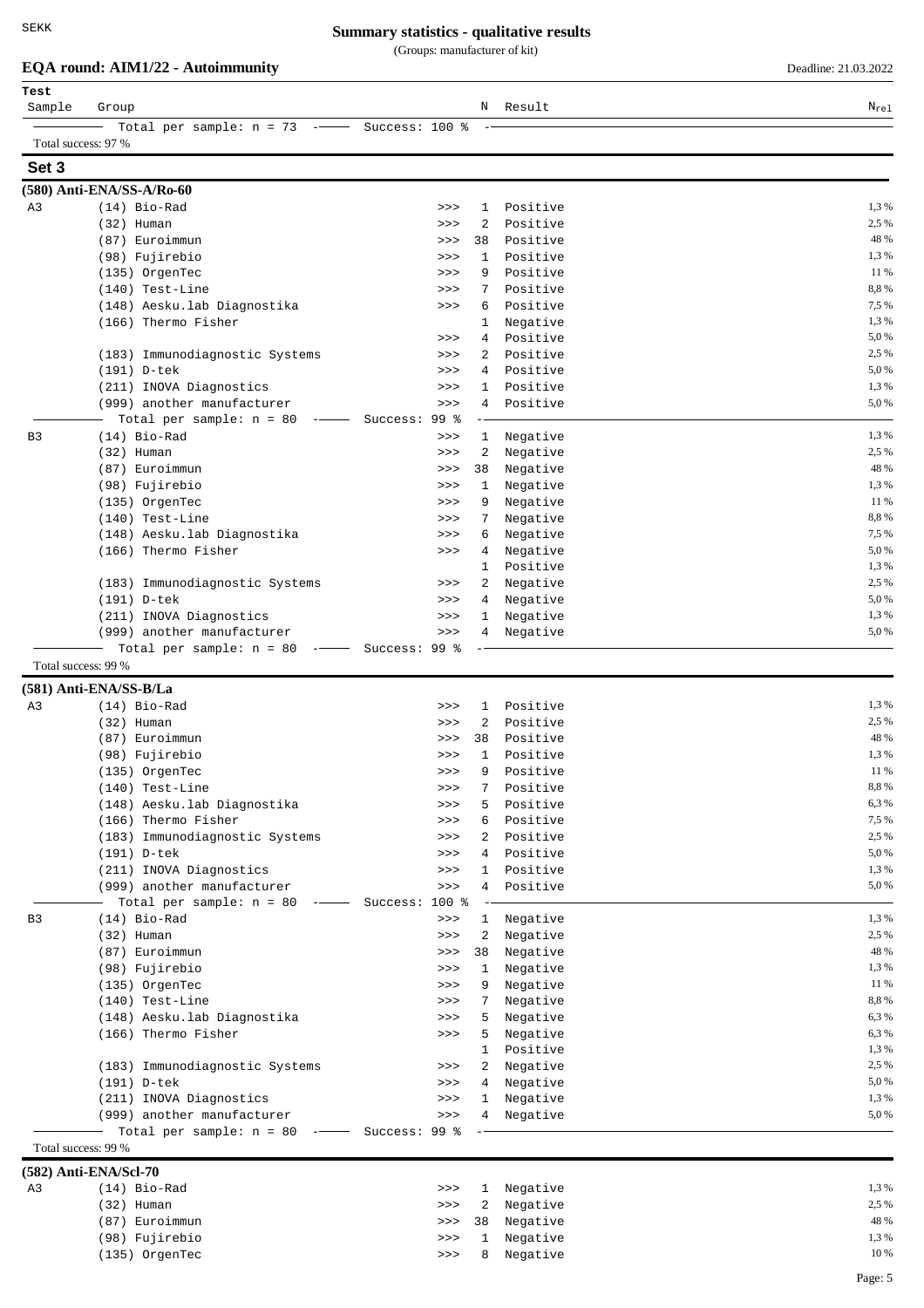# Summary statistics - qualitative results

(Groups: manufacturer of kit)

**EQA round: AIM1/22 - Autoimmunity** Deadline: 21.03.2022

| Sample | Group | | N | Result | $N_{rel}$ |
|---|---|---|---|---|---|
| | Total per sample: n = 73 | Success: 100 % | | | |

Total success: 97 %

## Set 3

### (580) Anti-ENA/SS-A/Ro-60

| Sample | Group | | N | Result | $N_{rel}$ |
|---|---|---|---|---|---|
| A3 | (14) Bio-Rad | >>> | 1 | Positive | 1,3 % |
| | (32) Human | >>> | 2 | Positive | 2,5 % |
| | (87) Euroimmun | >>> | 38 | Positive | 48 % |
| | (98) Fujirebio | >>> | 1 | Positive | 1,3 % |
| | (135) OrgenTec | >>> | 9 | Positive | 11 % |
| | (140) Test-Line | >>> | 7 | Positive | 8,8 % |
| | (148) Aesku.lab Diagnostika | >>> | 6 | Positive | 7,5 % |
| | (166) Thermo Fisher | | 1 | Negative | 1,3 % |
| | | >>> | 4 | Positive | 5,0 % |
| | (183) Immunodiagnostic Systems | >>> | 2 | Positive | 2,5 % |
| | (191) D-tek | >>> | 4 | Positive | 5,0 % |
| | (211) INOVA Diagnostics | >>> | 1 | Positive | 1,3 % |
| | (999) another manufacturer | >>> | 4 | Positive | 5,0 % |
| | Total per sample: n = 80 | Success: 99 % | | | |
| B3 | (14) Bio-Rad | >>> | 1 | Negative | 1,3 % |
| | (32) Human | >>> | 2 | Negative | 2,5 % |
| | (87) Euroimmun | >>> | 38 | Negative | 48 % |
| | (98) Fujirebio | >>> | 1 | Negative | 1,3 % |
| | (135) OrgenTec | >>> | 9 | Negative | 11 % |
| | (140) Test-Line | >>> | 7 | Negative | 8,8 % |
| | (148) Aesku.lab Diagnostika | >>> | 6 | Negative | 7,5 % |
| | (166) Thermo Fisher | >>> | 4 | Negative | 5,0 % |
| | | | 1 | Positive | 1,3 % |
| | (183) Immunodiagnostic Systems | >>> | 2 | Negative | 2,5 % |
| | (191) D-tek | >>> | 4 | Negative | 5,0 % |
| | (211) INOVA Diagnostics | >>> | 1 | Negative | 1,3 % |
| | (999) another manufacturer | >>> | 4 | Negative | 5,0 % |
| | Total per sample: n = 80 | Success: 99 % | | | |

Total success: 99 %

### (581) Anti-ENA/SS-B/La

| Sample | Group | | N | Result | $N_{rel}$ |
|---|---|---|---|---|---|
| A3 | (14) Bio-Rad | >>> | 1 | Positive | 1,3 % |
| | (32) Human | >>> | 2 | Positive | 2,5 % |
| | (87) Euroimmun | >>> | 38 | Positive | 48 % |
| | (98) Fujirebio | >>> | 1 | Positive | 1,3 % |
| | (135) OrgenTec | >>> | 9 | Positive | 11 % |
| | (140) Test-Line | >>> | 7 | Positive | 8,8 % |
| | (148) Aesku.lab Diagnostika | >>> | 5 | Positive | 6,3 % |
| | (166) Thermo Fisher | >>> | 6 | Positive | 7,5 % |
| | (183) Immunodiagnostic Systems | >>> | 2 | Positive | 2,5 % |
| | (191) D-tek | >>> | 4 | Positive | 5,0 % |
| | (211) INOVA Diagnostics | >>> | 1 | Positive | 1,3 % |
| | (999) another manufacturer | >>> | 4 | Positive | 5,0 % |
| | Total per sample: n = 80 | Success: 100 % | | | |
| B3 | (14) Bio-Rad | >>> | 1 | Negative | 1,3 % |
| | (32) Human | >>> | 2 | Negative | 2,5 % |
| | (87) Euroimmun | >>> | 38 | Negative | 48 % |
| | (98) Fujirebio | >>> | 1 | Negative | 1,3 % |
| | (135) OrgenTec | >>> | 9 | Negative | 11 % |
| | (140) Test-Line | >>> | 7 | Negative | 8,8 % |
| | (148) Aesku.lab Diagnostika | >>> | 5 | Negative | 6,3 % |
| | (166) Thermo Fisher | >>> | 5 | Negative | 6,3 % |
| | | | 1 | Positive | 1,3 % |
| | (183) Immunodiagnostic Systems | >>> | 2 | Negative | 2,5 % |
| | (191) D-tek | >>> | 4 | Negative | 5,0 % |
| | (211) INOVA Diagnostics | >>> | 1 | Negative | 1,3 % |
| | (999) another manufacturer | >>> | 4 | Negative | 5,0 % |
| | Total per sample: n = 80 | Success: 99 % | | | |

Total success: 99 %

### (582) Anti-ENA/Scl-70

| Sample | Group | | N | Result | $N_{rel}$ |
|---|---|---|---|---|---|
| A3 | (14) Bio-Rad | >>> | 1 | Negative | 1,3 % |
| | (32) Human | >>> | 2 | Negative | 2,5 % |
| | (87) Euroimmun | >>> | 38 | Negative | 48 % |
| | (98) Fujirebio | >>> | 1 | Negative | 1,3 % |
| | (135) OrgenTec | >>> | 8 | Negative | 10 % |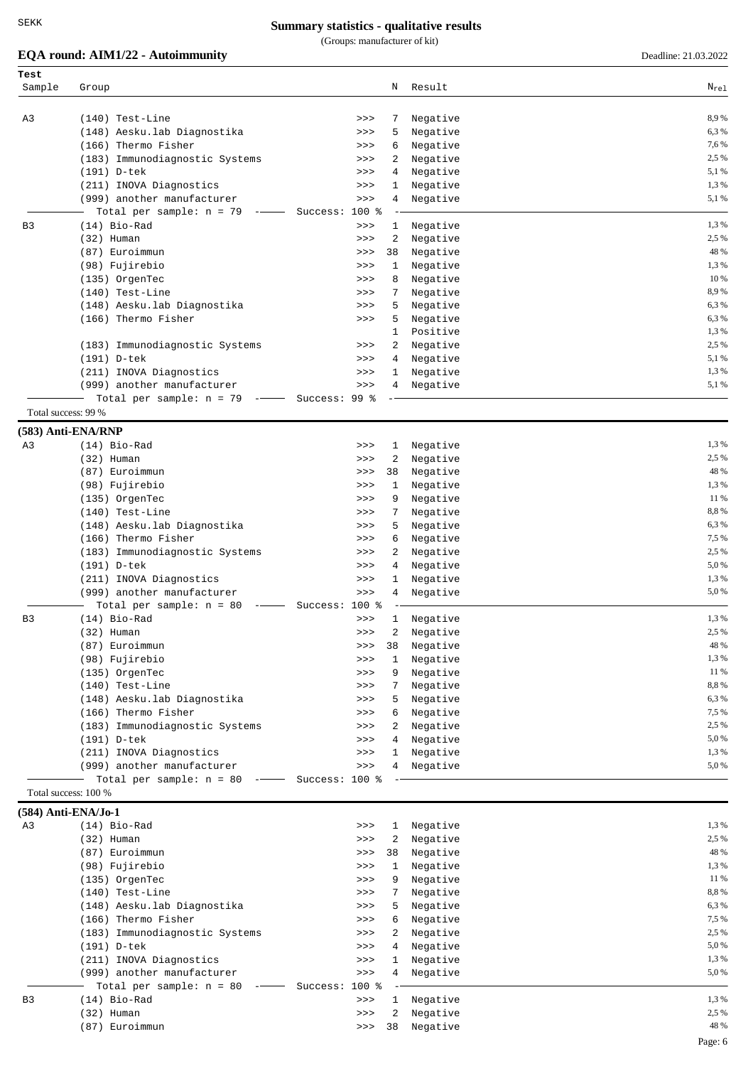**Summary statistics - qualitative results**

(Groups: manufacturer of kit)

**EQA round: AIM1/22 - Autoimmunity** Deadline: 21.03.2022

| Test Sample | Group | | N | Result | $N_{rel}$ |
|---|---|---|---|---|---|
| A3 | (140) Test-Line | >>> | 7 | Negative | 8,9 % |
| | (148) Aesku.lab Diagnostika | >>> | 5 | Negative | 6,3 % |
| | (166) Thermo Fisher | >>> | 6 | Negative | 7,6 % |
| | (183) Immunodiagnostic Systems | >>> | 2 | Negative | 2,5 % |
| | (191) D-tek | >>> | 4 | Negative | 5,1 % |
| | (211) INOVA Diagnostics | >>> | 1 | Negative | 1,3 % |
| | (999) another manufacturer | >>> | 4 | Negative | 5,1 % |
| | Total per sample: n = 79 | Success: 100 % | | | |
| B3 | (14) Bio-Rad | >>> | 1 | Negative | 1,3 % |
| | (32) Human | >>> | 2 | Negative | 2,5 % |
| | (87) Euroimmun | >>> | 38 | Negative | 48 % |
| | (98) Fujirebio | >>> | 1 | Negative | 1,3 % |
| | (135) OrgenTec | >>> | 8 | Negative | 10 % |
| | (140) Test-Line | >>> | 7 | Negative | 8,9 % |
| | (148) Aesku.lab Diagnostika | >>> | 5 | Negative | 6,3 % |
| | (166) Thermo Fisher | >>> | 5 | Negative | 6,3 % |
| | | | 1 | Positive | 1,3 % |
| | (183) Immunodiagnostic Systems | >>> | 2 | Negative | 2,5 % |
| | (191) D-tek | >>> | 4 | Negative | 5,1 % |
| | (211) INOVA Diagnostics | >>> | 1 | Negative | 1,3 % |
| | (999) another manufacturer | >>> | 4 | Negative | 5,1 % |
| | Total per sample: n = 79 | Success: 99 % | | | |

Total success: 99 %

**(583) Anti-ENA/RNP**

| Test Sample | Group | | N | Result | $N_{rel}$ |
|---|---|---|---|---|---|
| A3 | (14) Bio-Rad | >>> | 1 | Negative | 1,3 % |
| | (32) Human | >>> | 2 | Negative | 2,5 % |
| | (87) Euroimmun | >>> | 38 | Negative | 48 % |
| | (98) Fujirebio | >>> | 1 | Negative | 1,3 % |
| | (135) OrgenTec | >>> | 9 | Negative | 11 % |
| | (140) Test-Line | >>> | 7 | Negative | 8,8 % |
| | (148) Aesku.lab Diagnostika | >>> | 5 | Negative | 6,3 % |
| | (166) Thermo Fisher | >>> | 6 | Negative | 7,5 % |
| | (183) Immunodiagnostic Systems | >>> | 2 | Negative | 2,5 % |
| | (191) D-tek | >>> | 4 | Negative | 5,0 % |
| | (211) INOVA Diagnostics | >>> | 1 | Negative | 1,3 % |
| | (999) another manufacturer | >>> | 4 | Negative | 5,0 % |
| | Total per sample: n = 80 | Success: 100 % | | | |
| B3 | (14) Bio-Rad | >>> | 1 | Negative | 1,3 % |
| | (32) Human | >>> | 2 | Negative | 2,5 % |
| | (87) Euroimmun | >>> | 38 | Negative | 48 % |
| | (98) Fujirebio | >>> | 1 | Negative | 1,3 % |
| | (135) OrgenTec | >>> | 9 | Negative | 11 % |
| | (140) Test-Line | >>> | 7 | Negative | 8,8 % |
| | (148) Aesku.lab Diagnostika | >>> | 5 | Negative | 6,3 % |
| | (166) Thermo Fisher | >>> | 6 | Negative | 7,5 % |
| | (183) Immunodiagnostic Systems | >>> | 2 | Negative | 2,5 % |
| | (191) D-tek | >>> | 4 | Negative | 5,0 % |
| | (211) INOVA Diagnostics | >>> | 1 | Negative | 1,3 % |
| | (999) another manufacturer | >>> | 4 | Negative | 5,0 % |
| | Total per sample: n = 80 | Success: 100 % | | | |

Total success: 100 %

**(584) Anti-ENA/Jo-1**

| Test Sample | Group | | N | Result | $N_{rel}$ |
|---|---|---|---|---|---|
| A3 | (14) Bio-Rad | >>> | 1 | Negative | 1,3 % |
| | (32) Human | >>> | 2 | Negative | 2,5 % |
| | (87) Euroimmun | >>> | 38 | Negative | 48 % |
| | (98) Fujirebio | >>> | 1 | Negative | 1,3 % |
| | (135) OrgenTec | >>> | 9 | Negative | 11 % |
| | (140) Test-Line | >>> | 7 | Negative | 8,8 % |
| | (148) Aesku.lab Diagnostika | >>> | 5 | Negative | 6,3 % |
| | (166) Thermo Fisher | >>> | 6 | Negative | 7,5 % |
| | (183) Immunodiagnostic Systems | >>> | 2 | Negative | 2,5 % |
| | (191) D-tek | >>> | 4 | Negative | 5,0 % |
| | (211) INOVA Diagnostics | >>> | 1 | Negative | 1,3 % |
| | (999) another manufacturer | >>> | 4 | Negative | 5,0 % |
| | Total per sample: n = 80 | Success: 100 % | | | |
| B3 | (14) Bio-Rad | >>> | 1 | Negative | 1,3 % |
| | (32) Human | >>> | 2 | Negative | 2,5 % |
| | (87) Euroimmun | >>> | 38 | Negative | 48 % |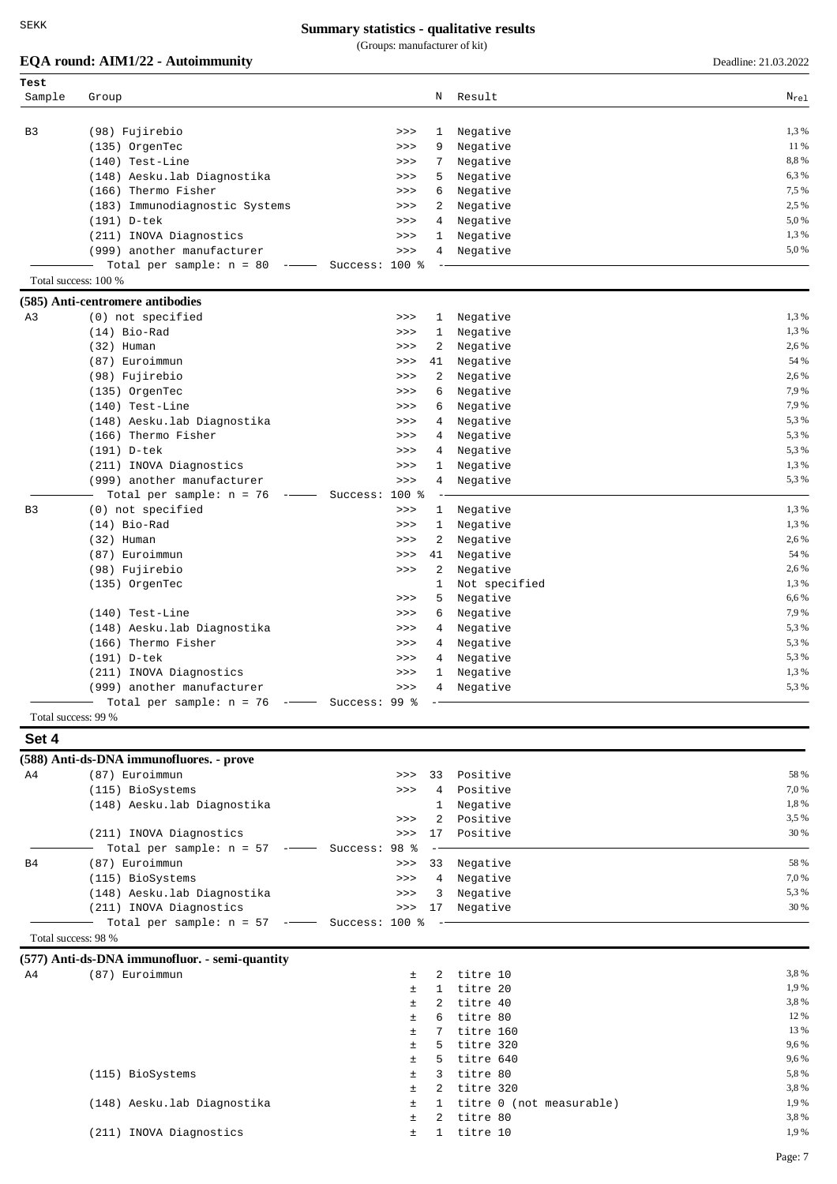**Summary statistics - qualitative results**

(Groups: manufacturer of kit)

**EQA round: AIM1/22 - Autoimmunity** — Deadline: 21.03.2022

| Test Sample | Group | | N | Result | $N_{rel}$ |
|---|---|---|---|---|---|
| B3 | (98) Fujirebio | >>> | 1 | Negative | 1,3 % |
| | (135) OrgenTec | >>> | 9 | Negative | 11 % |
| | (140) Test-Line | >>> | 7 | Negative | 8,8 % |
| | (148) Aesku.lab Diagnostika | >>> | 5 | Negative | 6,3 % |
| | (166) Thermo Fisher | >>> | 6 | Negative | 7,5 % |
| | (183) Immunodiagnostic Systems | >>> | 2 | Negative | 2,5 % |
| | (191) D-tek | >>> | 4 | Negative | 5,0 % |
| | (211) INOVA Diagnostics | >>> | 1 | Negative | 1,3 % |
| | (999) another manufacturer | >>> | 4 | Negative | 5,0 % |
| | Total per sample: n = 80 | Success: 100 % | | | |

Total success: 100 %

**(585) Anti-centromere antibodies**

| Test Sample | Group | | N | Result | $N_{rel}$ |
|---|---|---|---|---|---|
| A3 | (0) not specified | >>> | 1 | Negative | 1,3 % |
| | (14) Bio-Rad | >>> | 1 | Negative | 1,3 % |
| | (32) Human | >>> | 2 | Negative | 2,6 % |
| | (87) Euroimmun | >>> | 41 | Negative | 54 % |
| | (98) Fujirebio | >>> | 2 | Negative | 2,6 % |
| | (135) OrgenTec | >>> | 6 | Negative | 7,9 % |
| | (140) Test-Line | >>> | 6 | Negative | 7,9 % |
| | (148) Aesku.lab Diagnostika | >>> | 4 | Negative | 5,3 % |
| | (166) Thermo Fisher | >>> | 4 | Negative | 5,3 % |
| | (191) D-tek | >>> | 4 | Negative | 5,3 % |
| | (211) INOVA Diagnostics | >>> | 1 | Negative | 1,3 % |
| | (999) another manufacturer | >>> | 4 | Negative | 5,3 % |
| | Total per sample: n = 76 | Success: 100 % | | | |
| B3 | (0) not specified | >>> | 1 | Negative | 1,3 % |
| | (14) Bio-Rad | >>> | 1 | Negative | 1,3 % |
| | (32) Human | >>> | 2 | Negative | 2,6 % |
| | (87) Euroimmun | >>> | 41 | Negative | 54 % |
| | (98) Fujirebio | >>> | 2 | Negative | 2,6 % |
| | (135) OrgenTec | | 1 | Not specified | 1,3 % |
| | | >>> | 5 | Negative | 6,6 % |
| | (140) Test-Line | >>> | 6 | Negative | 7,9 % |
| | (148) Aesku.lab Diagnostika | >>> | 4 | Negative | 5,3 % |
| | (166) Thermo Fisher | >>> | 4 | Negative | 5,3 % |
| | (191) D-tek | >>> | 4 | Negative | 5,3 % |
| | (211) INOVA Diagnostics | >>> | 1 | Negative | 1,3 % |
| | (999) another manufacturer | >>> | 4 | Negative | 5,3 % |
| | Total per sample: n = 76 | Success: 99 % | | | |

Total success: 99 %

## Set 4

**(588) Anti-ds-DNA immunofluores. - prove**

| Test Sample | Group | | N | Result | $N_{rel}$ |
|---|---|---|---|---|---|
| A4 | (87) Euroimmun | >>> | 33 | Positive | 58 % |
| | (115) BioSystems | >>> | 4 | Positive | 7,0 % |
| | (148) Aesku.lab Diagnostika | | 1 | Negative | 1,8 % |
| | | >>> | 2 | Positive | 3,5 % |
| | (211) INOVA Diagnostics | >>> | 17 | Positive | 30 % |
| | Total per sample: n = 57 | Success: 98 % | | | |
| B4 | (87) Euroimmun | >>> | 33 | Negative | 58 % |
| | (115) BioSystems | >>> | 4 | Negative | 7,0 % |
| | (148) Aesku.lab Diagnostika | >>> | 3 | Negative | 5,3 % |
| | (211) INOVA Diagnostics | >>> | 17 | Negative | 30 % |
| | Total per sample: n = 57 | Success: 100 % | | | |

Total success: 98 %

**(577) Anti-ds-DNA immunofluor. - semi-quantity**

| Test Sample | Group | | N | Result | $N_{rel}$ |
|---|---|---|---|---|---|
| A4 | (87) Euroimmun | ± | 2 | titre 10 | 3,8 % |
| | | ± | 1 | titre 20 | 1,9 % |
| | | ± | 2 | titre 40 | 3,8 % |
| | | ± | 6 | titre 80 | 12 % |
| | | ± | 7 | titre 160 | 13 % |
| | | ± | 5 | titre 320 | 9,6 % |
| | | ± | 5 | titre 640 | 9,6 % |
| | (115) BioSystems | ± | 3 | titre 80 | 5,8 % |
| | | ± | 2 | titre 320 | 3,8 % |
| | (148) Aesku.lab Diagnostika | ± | 1 | titre 0 (not measurable) | 1,9 % |
| | | ± | 2 | titre 80 | 3,8 % |
| | (211) INOVA Diagnostics | ± | 1 | titre 10 | 1,9 % |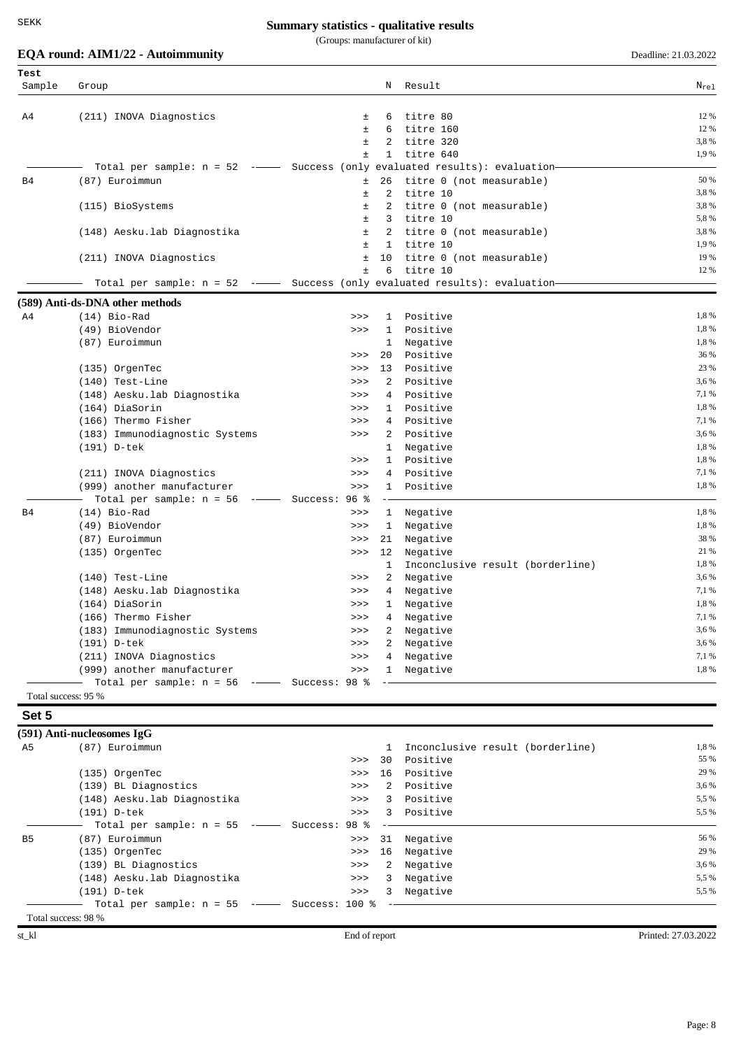# Summary statistics - qualitative results

(Groups: manufacturer of kit)

**EQA round: AIM1/22 - Autoimmunity** Deadline: 21.03.2022

| Test Sample | Group | | N | Result | $N_{rel}$ |
|---|---|---|---|---|---|
| A4 | (211) INOVA Diagnostics | ± | 6 | titre 80 | 12 % |
| | | ± | 6 | titre 160 | 12 % |
| | | ± | 2 | titre 320 | 3,8 % |
| | | ± | 1 | titre 640 | 1,9 % |
| | Total per sample: n = 52 | | | Success (only evaluated results): evaluation | |
| B4 | (87) Euroimmun | ± | 26 | titre 0 (not measurable) | 50 % |
| | | ± | 2 | titre 10 | 3,8 % |
| | (115) BioSystems | ± | 2 | titre 0 (not measurable) | 3,8 % |
| | | ± | 3 | titre 10 | 5,8 % |
| | (148) Aesku.lab Diagnostika | ± | 2 | titre 0 (not measurable) | 3,8 % |
| | | ± | 1 | titre 10 | 1,9 % |
| | (211) INOVA Diagnostics | ± | 10 | titre 0 (not measurable) | 19 % |
| | | ± | 6 | titre 10 | 12 % |
| | Total per sample: n = 52 | | | Success (only evaluated results): evaluation | |

**(589) Anti-ds-DNA other methods**

| Test Sample | Group | | N | Result | $N_{rel}$ |
|---|---|---|---|---|---|
| A4 | (14) Bio-Rad | >>> | 1 | Positive | 1,8 % |
| | (49) BioVendor | >>> | 1 | Positive | 1,8 % |
| | (87) Euroimmun | | 1 | Negative | 1,8 % |
| | | >>> | 20 | Positive | 36 % |
| | (135) OrgenTec | >>> | 13 | Positive | 23 % |
| | (140) Test-Line | >>> | 2 | Positive | 3,6 % |
| | (148) Aesku.lab Diagnostika | >>> | 4 | Positive | 7,1 % |
| | (164) DiaSorin | >>> | 1 | Positive | 1,8 % |
| | (166) Thermo Fisher | >>> | 4 | Positive | 7,1 % |
| | (183) Immunodiagnostic Systems | >>> | 2 | Positive | 3,6 % |
| | (191) D-tek | | 1 | Negative | 1,8 % |
| | | >>> | 1 | Positive | 1,8 % |
| | (211) INOVA Diagnostics | >>> | 4 | Positive | 7,1 % |
| | (999) another manufacturer | >>> | 1 | Positive | 1,8 % |
| | Total per sample: n = 56 | Success: 96 % | | | |
| B4 | (14) Bio-Rad | >>> | 1 | Negative | 1,8 % |
| | (49) BioVendor | >>> | 1 | Negative | 1,8 % |
| | (87) Euroimmun | >>> | 21 | Negative | 38 % |
| | (135) OrgenTec | >>> | 12 | Negative | 21 % |
| | | | 1 | Inconclusive result (borderline) | 1,8 % |
| | (140) Test-Line | >>> | 2 | Negative | 3,6 % |
| | (148) Aesku.lab Diagnostika | >>> | 4 | Negative | 7,1 % |
| | (164) DiaSorin | >>> | 1 | Negative | 1,8 % |
| | (166) Thermo Fisher | >>> | 4 | Negative | 7,1 % |
| | (183) Immunodiagnostic Systems | >>> | 2 | Negative | 3,6 % |
| | (191) D-tek | >>> | 2 | Negative | 3,6 % |
| | (211) INOVA Diagnostics | >>> | 4 | Negative | 7,1 % |
| | (999) another manufacturer | >>> | 1 | Negative | 1,8 % |
| | Total per sample: n = 56 | Success: 98 % | | | |

Total success: 95 %

## Set 5

**(591) Anti-nucleosomes IgG**

| Test Sample | Group | | N | Result | $N_{rel}$ |
|---|---|---|---|---|---|
| A5 | (87) Euroimmun | | 1 | Inconclusive result (borderline) | 1,8 % |
| | | >>> | 30 | Positive | 55 % |
| | (135) OrgenTec | >>> | 16 | Positive | 29 % |
| | (139) BL Diagnostics | >>> | 2 | Positive | 3,6 % |
| | (148) Aesku.lab Diagnostika | >>> | 3 | Positive | 5,5 % |
| | (191) D-tek | >>> | 3 | Positive | 5,5 % |
| | Total per sample: n = 55 | Success: 98 % | | | |
| B5 | (87) Euroimmun | >>> | 31 | Negative | 56 % |
| | (135) OrgenTec | >>> | 16 | Negative | 29 % |
| | (139) BL Diagnostics | >>> | 2 | Negative | 3,6 % |
| | (148) Aesku.lab Diagnostika | >>> | 3 | Negative | 5,5 % |
| | (191) D-tek | >>> | 3 | Negative | 5,5 % |
| | Total per sample: n = 55 | Success: 100 % | | | |

Total success: 98 %

End of report

Printed: 27.03.2022